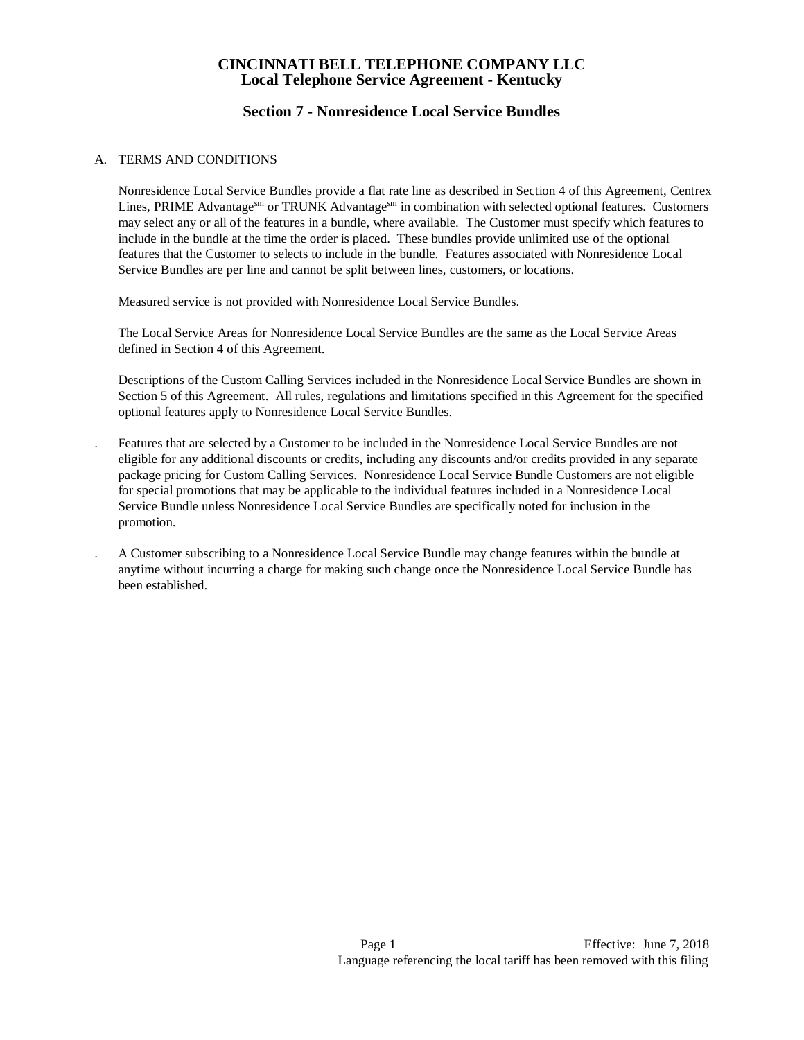# CINCINNATI BELL TELEPHONE COMPANY LLC
## Local Telephone Service Agreement - Kentucky

## Section 7 - Nonresidence Local Service Bundles

A. TERMS AND CONDITIONS

Nonresidence Local Service Bundles provide a flat rate line as described in Section 4 of this Agreement, Centrex Lines, PRIME Advantage[sm] or TRUNK Advantage[sm] in combination with selected optional features. Customers may select any or all of the features in a bundle, where available. The Customer must specify which features to include in the bundle at the time the order is placed. These bundles provide unlimited use of the optional features that the Customer to selects to include in the bundle. Features associated with Nonresidence Local Service Bundles are per line and cannot be split between lines, customers, or locations.

Measured service is not provided with Nonresidence Local Service Bundles.

The Local Service Areas for Nonresidence Local Service Bundles are the same as the Local Service Areas defined in Section 4 of this Agreement.

Descriptions of the Custom Calling Services included in the Nonresidence Local Service Bundles are shown in Section 5 of this Agreement. All rules, regulations and limitations specified in this Agreement for the specified optional features apply to Nonresidence Local Service Bundles.

. Features that are selected by a Customer to be included in the Nonresidence Local Service Bundles are not eligible for any additional discounts or credits, including any discounts and/or credits provided in any separate package pricing for Custom Calling Services. Nonresidence Local Service Bundle Customers are not eligible for special promotions that may be applicable to the individual features included in a Nonresidence Local Service Bundle unless Nonresidence Local Service Bundles are specifically noted for inclusion in the promotion.

. A Customer subscribing to a Nonresidence Local Service Bundle may change features within the bundle at anytime without incurring a charge for making such change once the Nonresidence Local Service Bundle has been established.

Effective: June 7, 2018

Language referencing the local tariff has been removed with this filing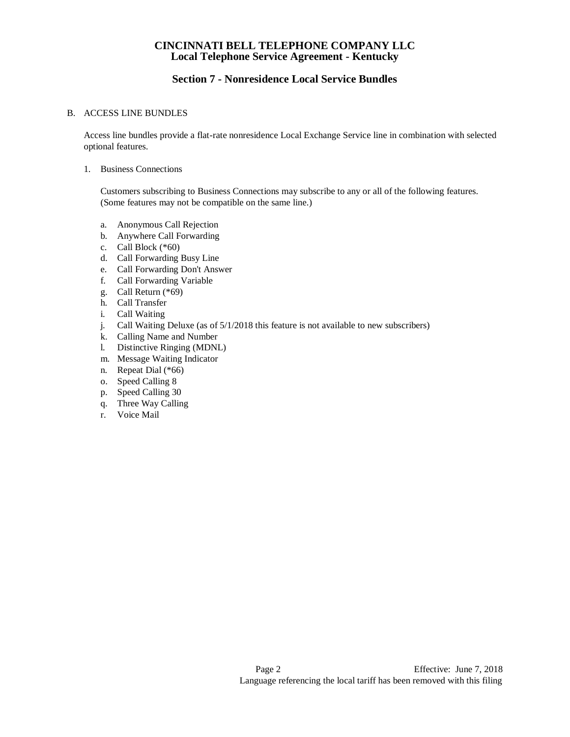# CINCINNATI BELL TELEPHONE COMPANY LLC
## Local Telephone Service Agreement - Kentucky

## Section 7 - Nonresidence Local Service Bundles

B. ACCESS LINE BUNDLES

Access line bundles provide a flat-rate nonresidence Local Exchange Service line in combination with selected optional features.

1. Business Connections

   Customers subscribing to Business Connections may subscribe to any or all of the following features. (Some features may not be compatible on the same line.)

   a. Anonymous Call Rejection
   b. Anywhere Call Forwarding
   c. Call Block (*60)
   d. Call Forwarding Busy Line
   e. Call Forwarding Don't Answer
   f. Call Forwarding Variable
   g. Call Return (*69)
   h. Call Transfer
   i. Call Waiting
   j. Call Waiting Deluxe (as of 5/1/2018 this feature is not available to new subscribers)
   k. Calling Name and Number
   l. Distinctive Ringing (MDNL)
   m. Message Waiting Indicator
   n. Repeat Dial (*66)
   o. Speed Calling 8
   p. Speed Calling 30
   q. Three Way Calling
   r. Voice Mail

Effective: June 7, 2018

Language referencing the local tariff has been removed with this filing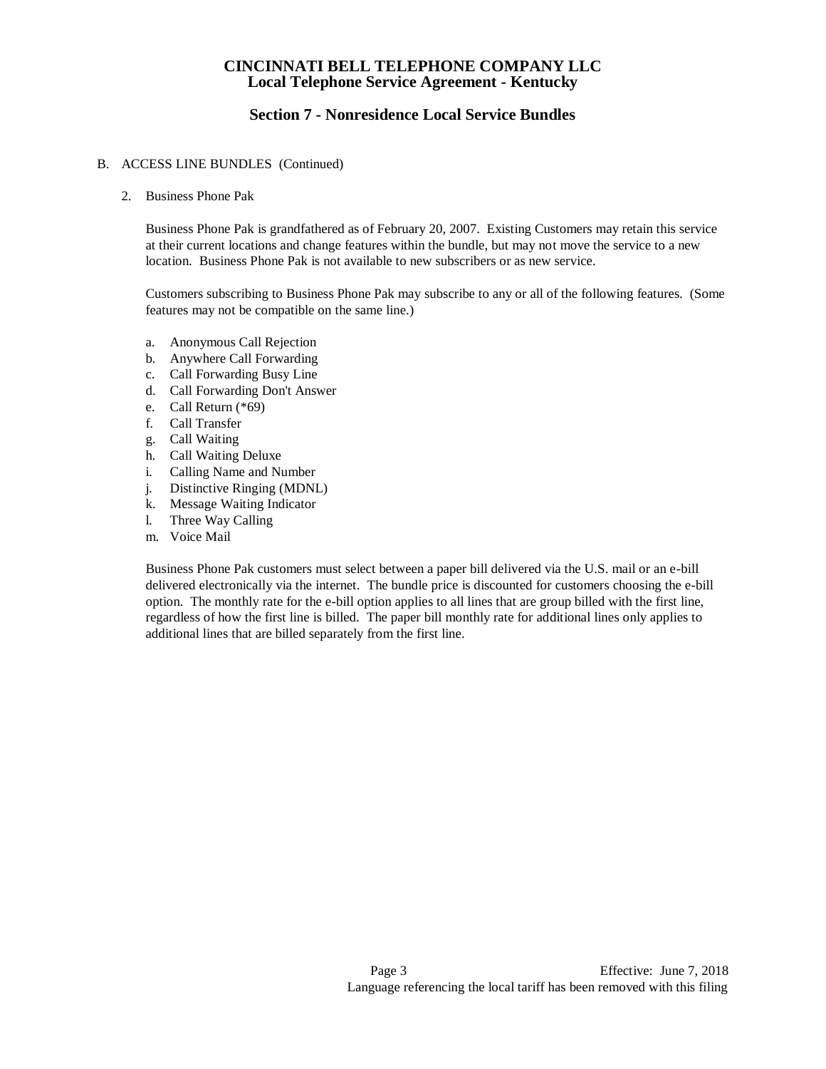# CINCINNATI BELL TELEPHONE COMPANY LLC
## Local Telephone Service Agreement - Kentucky

### Section 7 - Nonresidence Local Service Bundles

B. ACCESS LINE BUNDLES (Continued)

2. Business Phone Pak

   Business Phone Pak is grandfathered as of February 20, 2007. Existing Customers may retain this service at their current locations and change features within the bundle, but may not move the service to a new location. Business Phone Pak is not available to new subscribers or as new service.

   Customers subscribing to Business Phone Pak may subscribe to any or all of the following features. (Some features may not be compatible on the same line.)

   a. Anonymous Call Rejection
   b. Anywhere Call Forwarding
   c. Call Forwarding Busy Line
   d. Call Forwarding Don't Answer
   e. Call Return (*69)
   f. Call Transfer
   g. Call Waiting
   h. Call Waiting Deluxe
   i. Calling Name and Number
   j. Distinctive Ringing (MDNL)
   k. Message Waiting Indicator
   l. Three Way Calling
   m. Voice Mail

   Business Phone Pak customers must select between a paper bill delivered via the U.S. mail or an e-bill delivered electronically via the internet. The bundle price is discounted for customers choosing the e-bill option. The monthly rate for the e-bill option applies to all lines that are group billed with the first line, regardless of how the first line is billed. The paper bill monthly rate for additional lines only applies to additional lines that are billed separately from the first line.

Effective: June 7, 2018

Language referencing the local tariff has been removed with this filing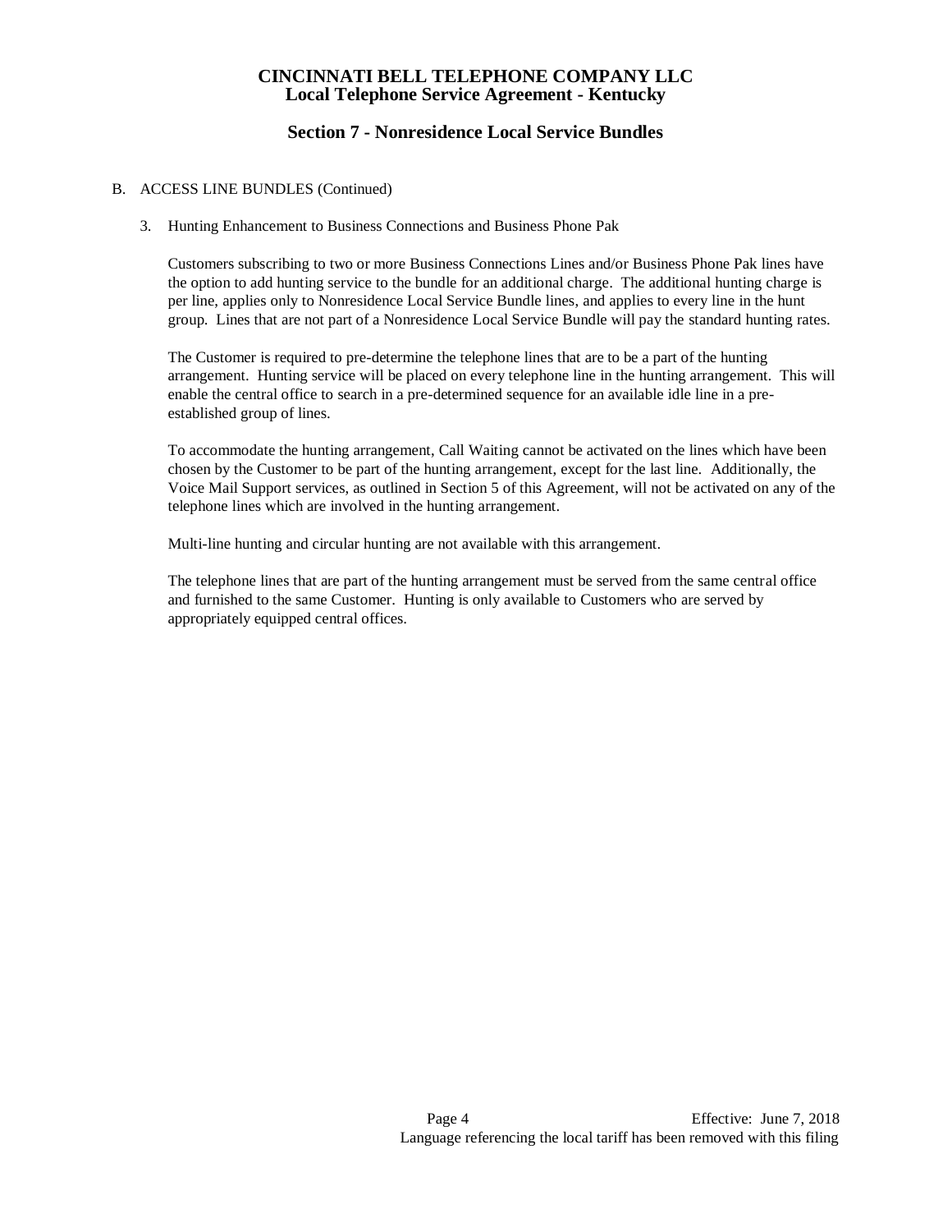# CINCINNATI BELL TELEPHONE COMPANY LLC
## Local Telephone Service Agreement - Kentucky

### Section 7 - Nonresidence Local Service Bundles

B. ACCESS LINE BUNDLES (Continued)

3. Hunting Enhancement to Business Connections and Business Phone Pak

   Customers subscribing to two or more Business Connections Lines and/or Business Phone Pak lines have the option to add hunting service to the bundle for an additional charge. The additional hunting charge is per line, applies only to Nonresidence Local Service Bundle lines, and applies to every line in the hunt group. Lines that are not part of a Nonresidence Local Service Bundle will pay the standard hunting rates.

   The Customer is required to pre-determine the telephone lines that are to be a part of the hunting arrangement. Hunting service will be placed on every telephone line in the hunting arrangement. This will enable the central office to search in a pre-determined sequence for an available idle line in a pre-established group of lines.

   To accommodate the hunting arrangement, Call Waiting cannot be activated on the lines which have been chosen by the Customer to be part of the hunting arrangement, except for the last line. Additionally, the Voice Mail Support services, as outlined in Section 5 of this Agreement, will not be activated on any of the telephone lines which are involved in the hunting arrangement.

   Multi-line hunting and circular hunting are not available with this arrangement.

   The telephone lines that are part of the hunting arrangement must be served from the same central office and furnished to the same Customer. Hunting is only available to Customers who are served by appropriately equipped central offices.

Effective: June 7, 2018

Language referencing the local tariff has been removed with this filing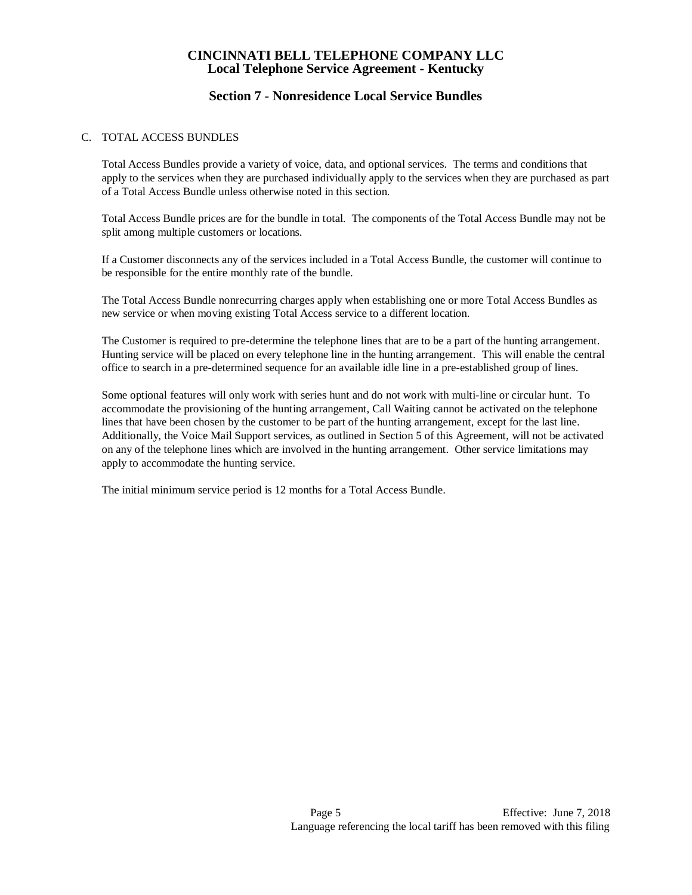## C. TOTAL ACCESS BUNDLES

Total Access Bundles provide a variety of voice, data, and optional services. The terms and conditions that apply to the services when they are purchased individually apply to the services when they are purchased as part of a Total Access Bundle unless otherwise noted in this section.

Total Access Bundle prices are for the bundle in total. The components of the Total Access Bundle may not be split among multiple customers or locations.

If a Customer disconnects any of the services included in a Total Access Bundle, the customer will continue to be responsible for the entire monthly rate of the bundle.

The Total Access Bundle nonrecurring charges apply when establishing one or more Total Access Bundles as new service or when moving existing Total Access service to a different location.

The Customer is required to pre-determine the telephone lines that are to be a part of the hunting arrangement. Hunting service will be placed on every telephone line in the hunting arrangement. This will enable the central office to search in a pre-determined sequence for an available idle line in a pre-established group of lines.

Some optional features will only work with series hunt and do not work with multi-line or circular hunt. To accommodate the provisioning of the hunting arrangement, Call Waiting cannot be activated on the telephone lines that have been chosen by the customer to be part of the hunting arrangement, except for the last line. Additionally, the Voice Mail Support services, as outlined in Section 5 of this Agreement, will not be activated on any of the telephone lines which are involved in the hunting arrangement. Other service limitations may apply to accommodate the hunting service.

The initial minimum service period is 12 months for a Total Access Bundle.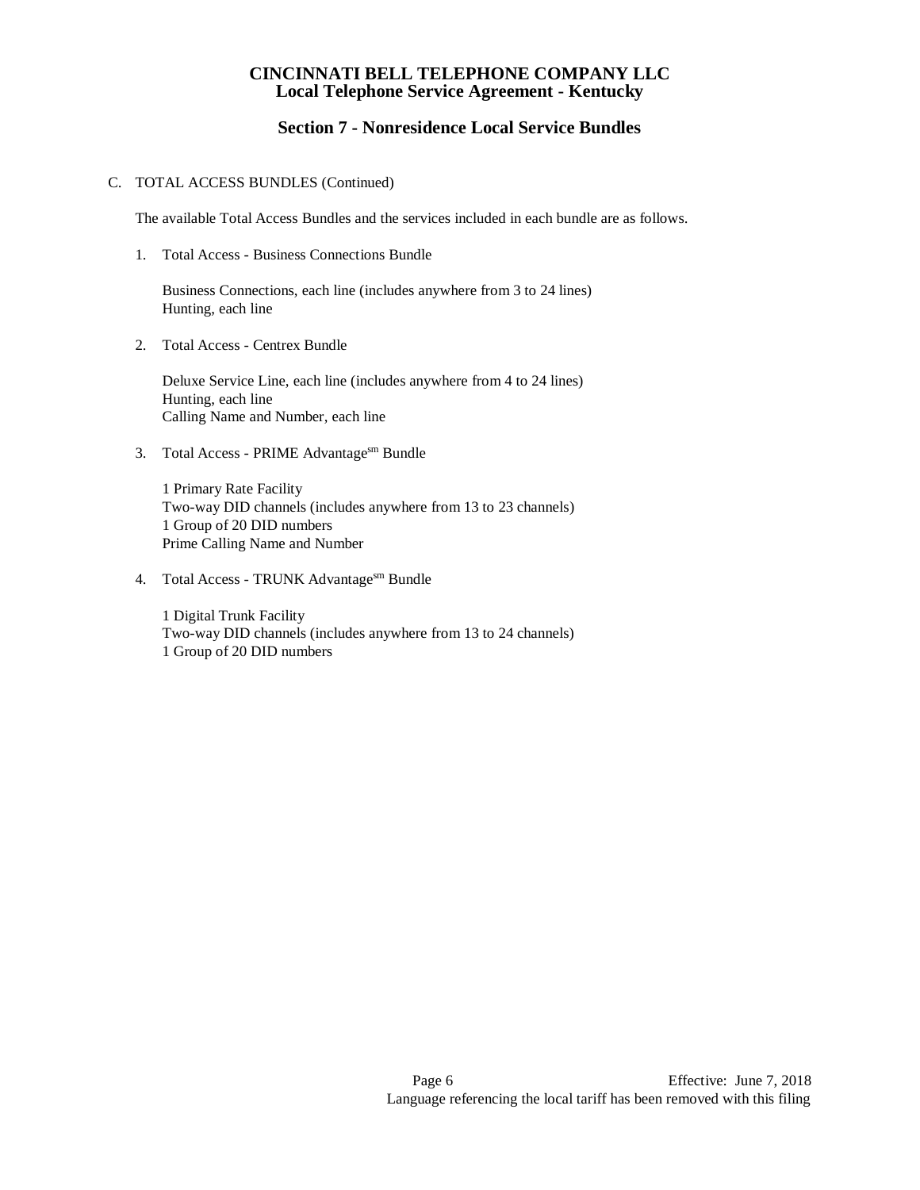# CINCINNATI BELL TELEPHONE COMPANY LLC
## Local Telephone Service Agreement - Kentucky

### Section 7 - Nonresidence Local Service Bundles

C. TOTAL ACCESS BUNDLES (Continued)

The available Total Access Bundles and the services included in each bundle are as follows.

1. Total Access - Business Connections Bundle

   Business Connections, each line (includes anywhere from 3 to 24 lines)
   Hunting, each line

2. Total Access - Centrex Bundle

   Deluxe Service Line, each line (includes anywhere from 4 to 24 lines)
   Hunting, each line
   Calling Name and Number, each line

3. Total Access - PRIME Advantage[sm] Bundle

   1 Primary Rate Facility
   Two-way DID channels (includes anywhere from 13 to 23 channels)
   1 Group of 20 DID numbers
   Prime Calling Name and Number

4. Total Access - TRUNK Advantage[sm] Bundle

   1 Digital Trunk Facility
   Two-way DID channels (includes anywhere from 13 to 24 channels)
   1 Group of 20 DID numbers

Effective: June 7, 2018
Language referencing the local tariff has been removed with this filing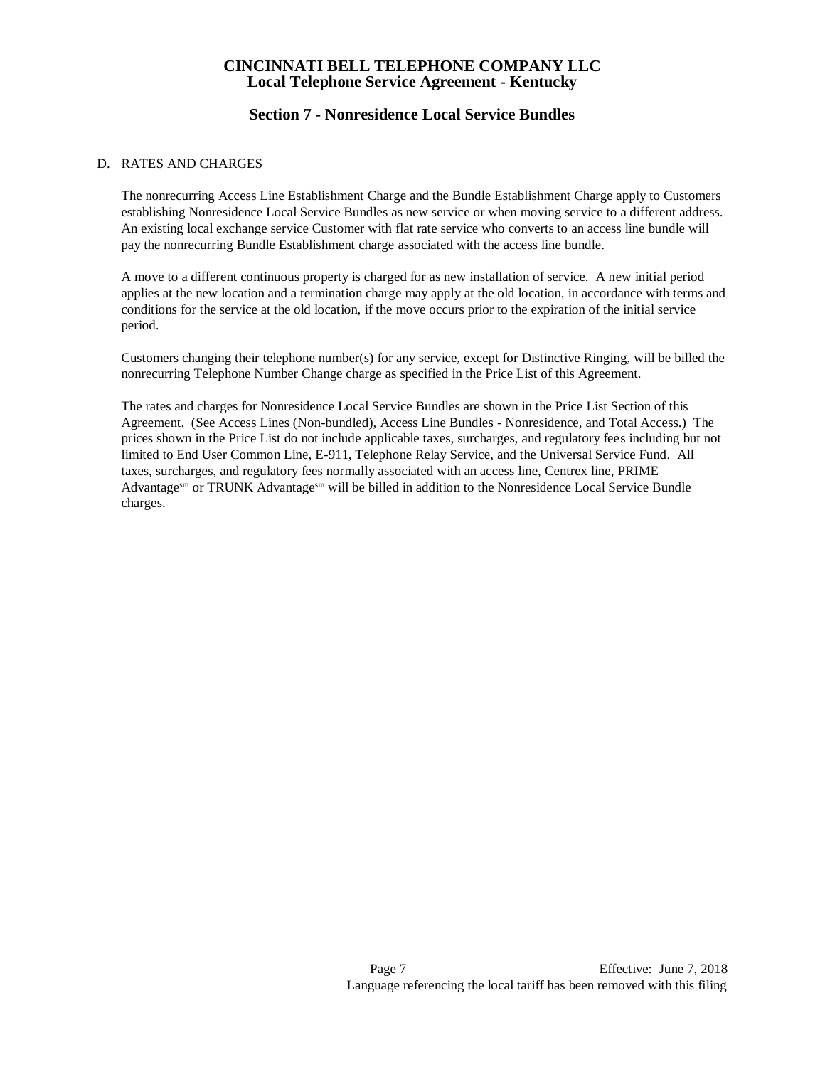# CINCINNATI BELL TELEPHONE COMPANY LLC
## Local Telephone Service Agreement - Kentucky

## Section 7 - Nonresidence Local Service Bundles

D. RATES AND CHARGES

The nonrecurring Access Line Establishment Charge and the Bundle Establishment Charge apply to Customers establishing Nonresidence Local Service Bundles as new service or when moving service to a different address. An existing local exchange service Customer with flat rate service who converts to an access line bundle will pay the nonrecurring Bundle Establishment charge associated with the access line bundle.

A move to a different continuous property is charged for as new installation of service. A new initial period applies at the new location and a termination charge may apply at the old location, in accordance with terms and conditions for the service at the old location, if the move occurs prior to the expiration of the initial service period.

Customers changing their telephone number(s) for any service, except for Distinctive Ringing, will be billed the nonrecurring Telephone Number Change charge as specified in the Price List of this Agreement.

The rates and charges for Nonresidence Local Service Bundles are shown in the Price List Section of this Agreement. (See Access Lines (Non-bundled), Access Line Bundles - Nonresidence, and Total Access.) The prices shown in the Price List do not include applicable taxes, surcharges, and regulatory fees including but not limited to End User Common Line, E-911, Telephone Relay Service, and the Universal Service Fund. All taxes, surcharges, and regulatory fees normally associated with an access line, Centrex line, PRIME Advantage[sm] or TRUNK Advantage[sm] will be billed in addition to the Nonresidence Local Service Bundle charges.

Effective: June 7, 2018

Language referencing the local tariff has been removed with this filing